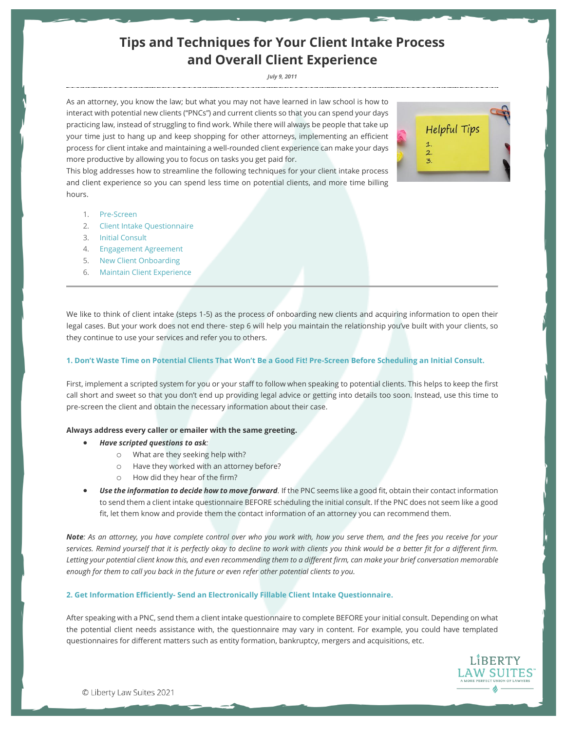# Tips and Techniques for Your Client Intake Process and Overall Client Experience

*July 9, 2011*

As an attorney, you know the law; but what you may not have learned in law school is how to interact with potential new clients ("PNCs") and current clients so that you can spend your days practicing law, instead of struggling to find work. While there will always be people that take up your time just to hang up and keep shopping for other attorneys, implementing an efficient process for client intake and maintaining a well-rounded client experience can make your days more productive by allowing you to focus on tasks you get paid for.

This blog addresses how to streamline the following techniques for your client intake process and client experience so you can spend less time on potential clients, and more time billing hours.

1. Pre-Screen
2. Client Intake Questionnaire
3. Initial Consult
4. Engagement Agreement
5. New Client Onboarding
6. Maintain Client Experience

---

We like to think of client intake (steps 1-5) as the process of onboarding new clients and acquiring information to open their legal cases. But your work does not end there- step 6 will help you maintain the relationship you've built with your clients, so they continue to use your services and refer you to others.

### 1. Don't Waste Time on Potential Clients That Won't Be a Good Fit! Pre-Screen Before Scheduling an Initial Consult.

First, implement a scripted system for you or your staff to follow when speaking to potential clients. This helps to keep the first call short and sweet so that you don't end up providing legal advice or getting into details too soon. Instead, use this time to pre-screen the client and obtain the necessary information about their case.

**Always address every caller or emailer with the same greeting.**

- ***Have scripted questions to ask***:
  - What are they seeking help with?
  - Have they worked with an attorney before?
  - How did they hear of the firm?
- ***Use the information to decide how to move forward***. If the PNC seems like a good fit, obtain their contact information to send them a client intake questionnaire BEFORE scheduling the initial consult. If the PNC does not seem like a good fit, let them know and provide them the contact information of an attorney you can recommend them.

***Note****: As an attorney, you have complete control over who you work with, how you serve them, and the fees you receive for your services. Remind yourself that it is perfectly okay to decline to work with clients you think would be a better fit for a different firm. Letting your potential client know this, and even recommending them to a different firm, can make your brief conversation memorable enough for them to call you back in the future or even refer other potential clients to you.*

### 2. Get Information Efficiently- Send an Electronically Fillable Client Intake Questionnaire.

After speaking with a PNC, send them a client intake questionnaire to complete BEFORE your initial consult. Depending on what the potential client needs assistance with, the questionnaire may vary in content. For example, you could have templated questionnaires for different matters such as entity formation, bankruptcy, mergers and acquisitions, etc.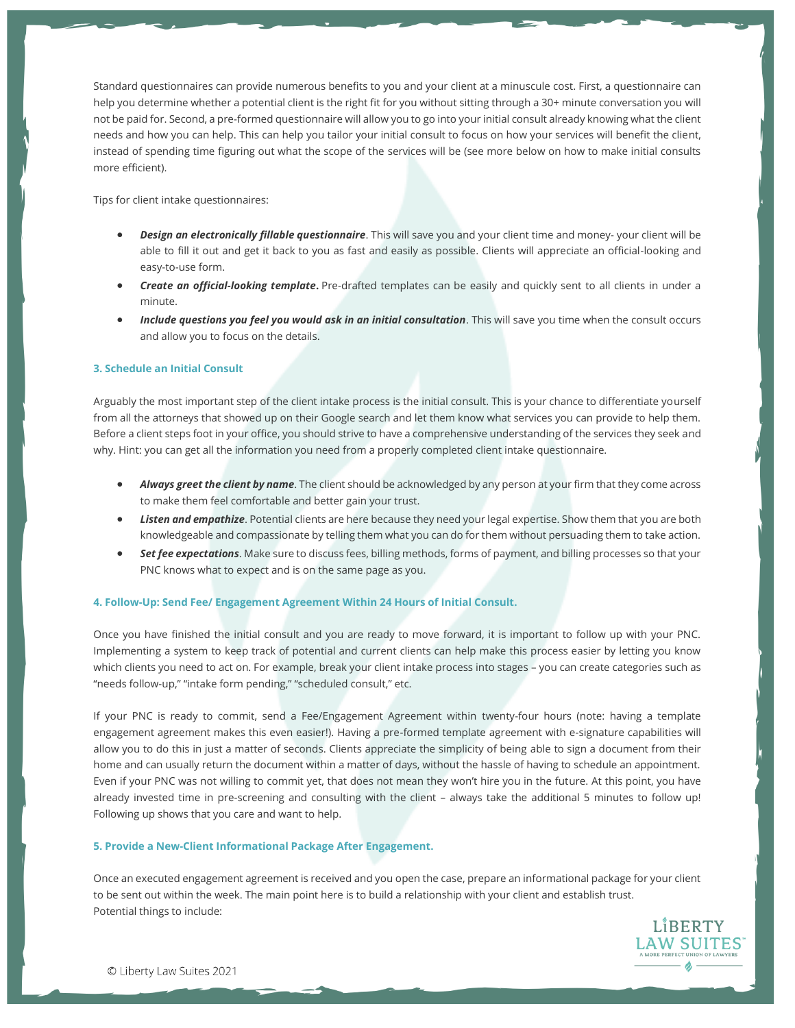Standard questionnaires can provide numerous benefits to you and your client at a minuscule cost. First, a questionnaire can help you determine whether a potential client is the right fit for you without sitting through a 30+ minute conversation you will not be paid for. Second, a pre-formed questionnaire will allow you to go into your initial consult already knowing what the client needs and how you can help. This can help you tailor your initial consult to focus on how your services will benefit the client, instead of spending time figuring out what the scope of the services will be (see more below on how to make initial consults more efficient).

Tips for client intake questionnaires:

- ***Design an electronically fillable questionnaire***. This will save you and your client time and money- your client will be able to fill it out and get it back to you as fast and easily as possible. Clients will appreciate an official-looking and easy-to-use form.
- ***Create an official-looking template***. Pre-drafted templates can be easily and quickly sent to all clients in under a minute.
- ***Include questions you feel you would ask in an initial consultation***. This will save you time when the consult occurs and allow you to focus on the details.

### 3. Schedule an Initial Consult

Arguably the most important step of the client intake process is the initial consult. This is your chance to differentiate yourself from all the attorneys that showed up on their Google search and let them know what services you can provide to help them. Before a client steps foot in your office, you should strive to have a comprehensive understanding of the services they seek and why. Hint: you can get all the information you need from a properly completed client intake questionnaire.

- ***Always greet the client by name***. The client should be acknowledged by any person at your firm that they come across to make them feel comfortable and better gain your trust.
- ***Listen and empathize***. Potential clients are here because they need your legal expertise. Show them that you are both knowledgeable and compassionate by telling them what you can do for them without persuading them to take action.
- ***Set fee expectations***. Make sure to discuss fees, billing methods, forms of payment, and billing processes so that your PNC knows what to expect and is on the same page as you.

### 4. Follow-Up: Send Fee/ Engagement Agreement Within 24 Hours of Initial Consult.

Once you have finished the initial consult and you are ready to move forward, it is important to follow up with your PNC. Implementing a system to keep track of potential and current clients can help make this process easier by letting you know which clients you need to act on. For example, break your client intake process into stages – you can create categories such as "needs follow-up," "intake form pending," "scheduled consult," etc.

If your PNC is ready to commit, send a Fee/Engagement Agreement within twenty-four hours (note: having a template engagement agreement makes this even easier!). Having a pre-formed template agreement with e-signature capabilities will allow you to do this in just a matter of seconds. Clients appreciate the simplicity of being able to sign a document from their home and can usually return the document within a matter of days, without the hassle of having to schedule an appointment. Even if your PNC was not willing to commit yet, that does not mean they won't hire you in the future. At this point, you have already invested time in pre-screening and consulting with the client – always take the additional 5 minutes to follow up! Following up shows that you care and want to help.

### 5. Provide a New-Client Informational Package After Engagement.

Once an executed engagement agreement is received and you open the case, prepare an informational package for your client to be sent out within the week. The main point here is to build a relationship with your client and establish trust.
Potential things to include: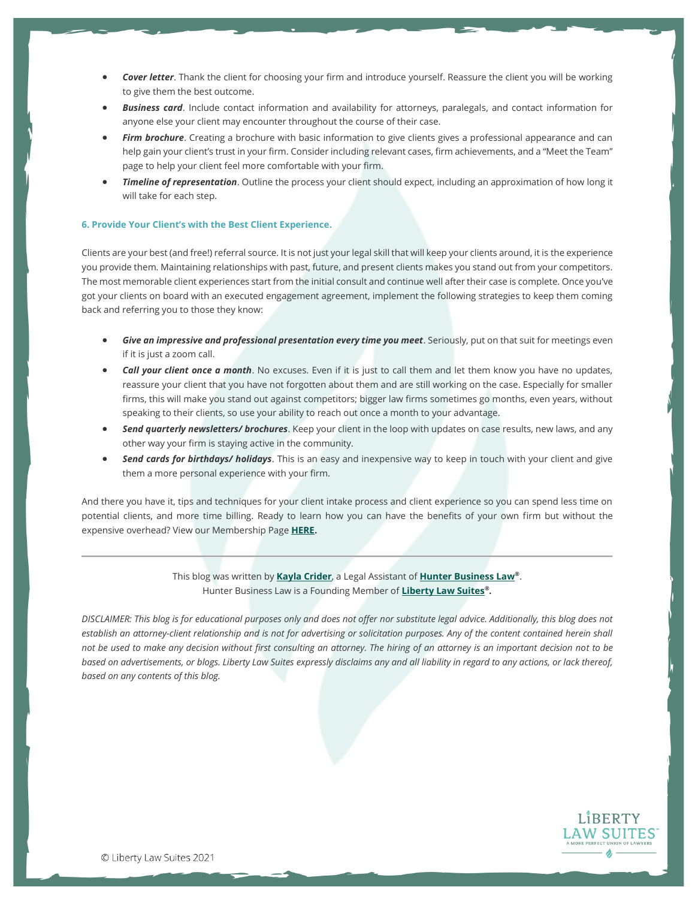- ***Cover letter***. Thank the client for choosing your firm and introduce yourself. Reassure the client you will be working to give them the best outcome.
- ***Business card***. Include contact information and availability for attorneys, paralegals, and contact information for anyone else your client may encounter throughout the course of their case.
- ***Firm brochure***. Creating a brochure with basic information to give clients gives a professional appearance and can help gain your client's trust in your firm. Consider including relevant cases, firm achievements, and a "Meet the Team" page to help your client feel more comfortable with your firm.
- ***Timeline of representation***. Outline the process your client should expect, including an approximation of how long it will take for each step.

#### 6. Provide Your Client's with the Best Client Experience.

Clients are your best (and free!) referral source. It is not just your legal skill that will keep your clients around, it is the experience you provide them. Maintaining relationships with past, future, and present clients makes you stand out from your competitors. The most memorable client experiences start from the initial consult and continue well after their case is complete. Once you've got your clients on board with an executed engagement agreement, implement the following strategies to keep them coming back and referring you to those they know:

- ***Give an impressive and professional presentation every time you meet***. Seriously, put on that suit for meetings even if it is just a zoom call.
- ***Call your client once a month***. No excuses. Even if it is just to call them and let them know you have no updates, reassure your client that you have not forgotten about them and are still working on the case. Especially for smaller firms, this will make you stand out against competitors; bigger law firms sometimes go months, even years, without speaking to their clients, so use your ability to reach out once a month to your advantage.
- ***Send quarterly newsletters/ brochures***. Keep your client in the loop with updates on case results, new laws, and any other way your firm is staying active in the community.
- ***Send cards for birthdays/ holidays***. This is an easy and inexpensive way to keep in touch with your client and give them a more personal experience with your firm.

And there you have it, tips and techniques for your client intake process and client experience so you can spend less time on potential clients, and more time billing. Ready to learn how you can have the benefits of your own firm but without the expensive overhead? View our Membership Page **HERE.**

---

This blog was written by **Kayla Crider**, a Legal Assistant of **Hunter Business Law®**.
Hunter Business Law is a Founding Member of **Liberty Law Suites®.**

*DISCLAIMER: This blog is for educational purposes only and does not offer nor substitute legal advice. Additionally, this blog does not establish an attorney-client relationship and is not for advertising or solicitation purposes. Any of the content contained herein shall not be used to make any decision without first consulting an attorney. The hiring of an attorney is an important decision not to be based on advertisements, or blogs. Liberty Law Suites expressly disclaims any and all liability in regard to any actions, or lack thereof, based on any contents of this blog.*